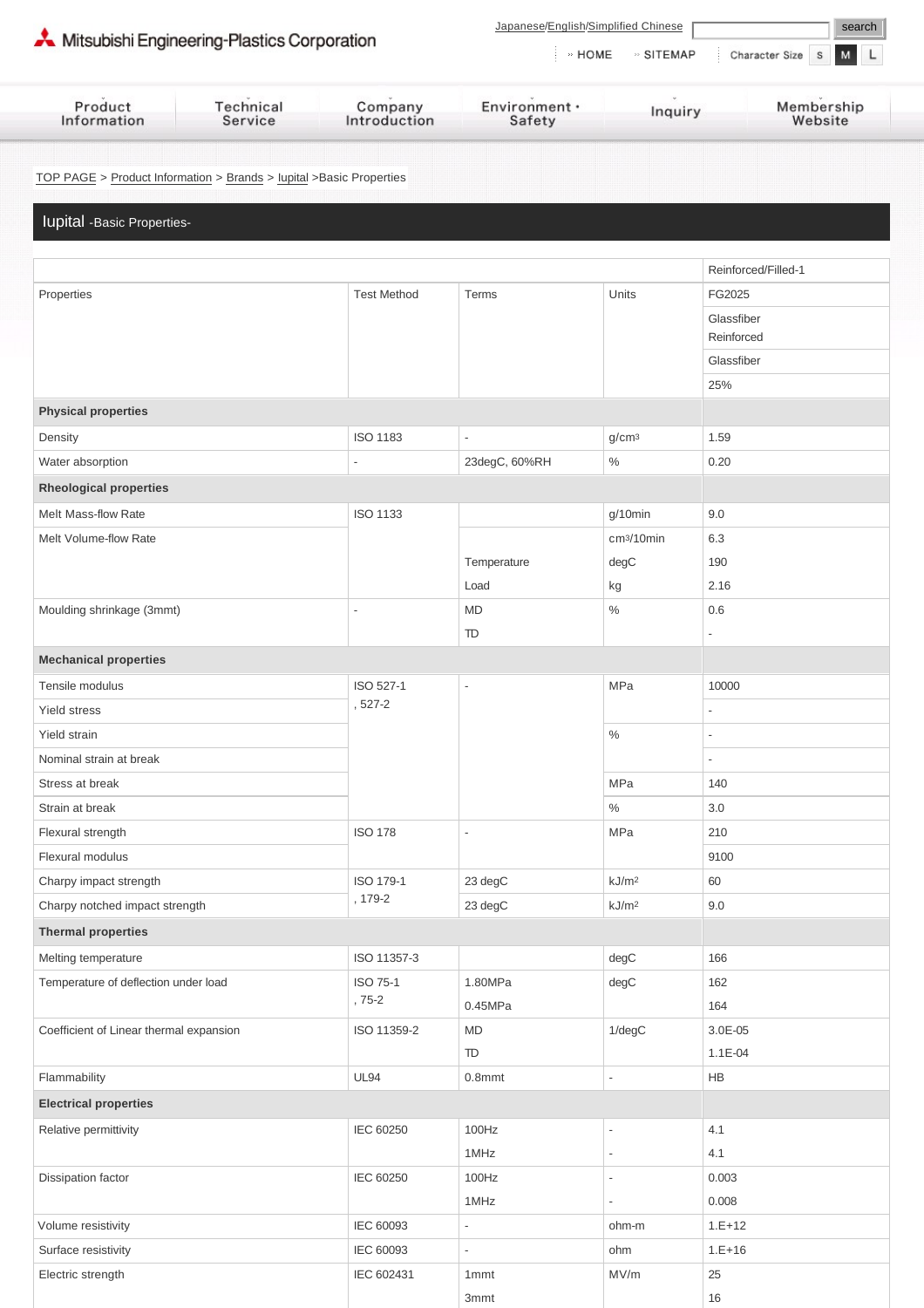Mitsubishi Engineering-Plastics Corporation

Japanese/English/Simplified Chinese

» HOME » SITEMAP Character Size S M L

Product Information | Technical Service | Company Introduction | Environment・Safety | Inquiry | Membership Website

TOP PAGE > Product Information > Brands > Iupital >Basic Properties

## Iupital -Basic Properties-

| Properties | Test Method | Terms | Units | Reinforced/Filled-1 |
|---|---|---|---|---|
| | | | | FG2025 |
| | | | | Glassfiber Reinforced |
| | | | | Glassfiber |
| | | | | 25% |
| **Physical properties** | | | | |
| Density | ISO 1183 | - | g/cm$^3$ | 1.59 |
| Water absorption | - | 23degC, 60%RH | % | 0.20 |
| **Rheological properties** | | | | |
| Melt Mass-flow Rate | ISO 1133 | | g/10min | 9.0 |
| Melt Volume-flow Rate | | | cm$^3$/10min | 6.3 |
| | | Temperature | degC | 190 |
| | | Load | kg | 2.16 |
| Moulding shrinkage (3mmt) | - | MD | % | 0.6 |
| | | TD | | - |
| **Mechanical properties** | | | | |
| Tensile modulus | ISO 527-1, 527-2 | - | MPa | 10000 |
| Yield stress | | | | - |
| Yield strain | | | % | - |
| Nominal strain at break | | | | - |
| Stress at break | | | MPa | 140 |
| Strain at break | | | % | 3.0 |
| Flexural strength | ISO 178 | - | MPa | 210 |
| Flexural modulus | | | | 9100 |
| Charpy impact strength | ISO 179-1, 179-2 | 23 degC | kJ/m$^2$ | 60 |
| Charpy notched impact strength | | 23 degC | kJ/m$^2$ | 9.0 |
| **Thermal properties** | | | | |
| Melting temperature | ISO 11357-3 | | degC | 166 |
| Temperature of deflection under load | ISO 75-1, 75-2 | 1.80MPa | degC | 162 |
| | | 0.45MPa | | 164 |
| Coefficient of Linear thermal expansion | ISO 11359-2 | MD | 1/degC | 3.0E-05 |
| | | TD | | 1.1E-04 |
| Flammability | UL94 | 0.8mmt | - | HB |
| **Electrical properties** | | | | |
| Relative permittivity | IEC 60250 | 100Hz | - | 4.1 |
| | | 1MHz | - | 4.1 |
| Dissipation factor | IEC 60250 | 100Hz | - | 0.003 |
| | | 1MHz | - | 0.008 |
| Volume resistivity | IEC 60093 | - | ohm-m | 1.E+12 |
| Surface resistivity | IEC 60093 | - | ohm | 1.E+16 |
| Electric strength | IEC 602431 | 1mmt | MV/m | 25 |
| | | 3mmt | | 16 |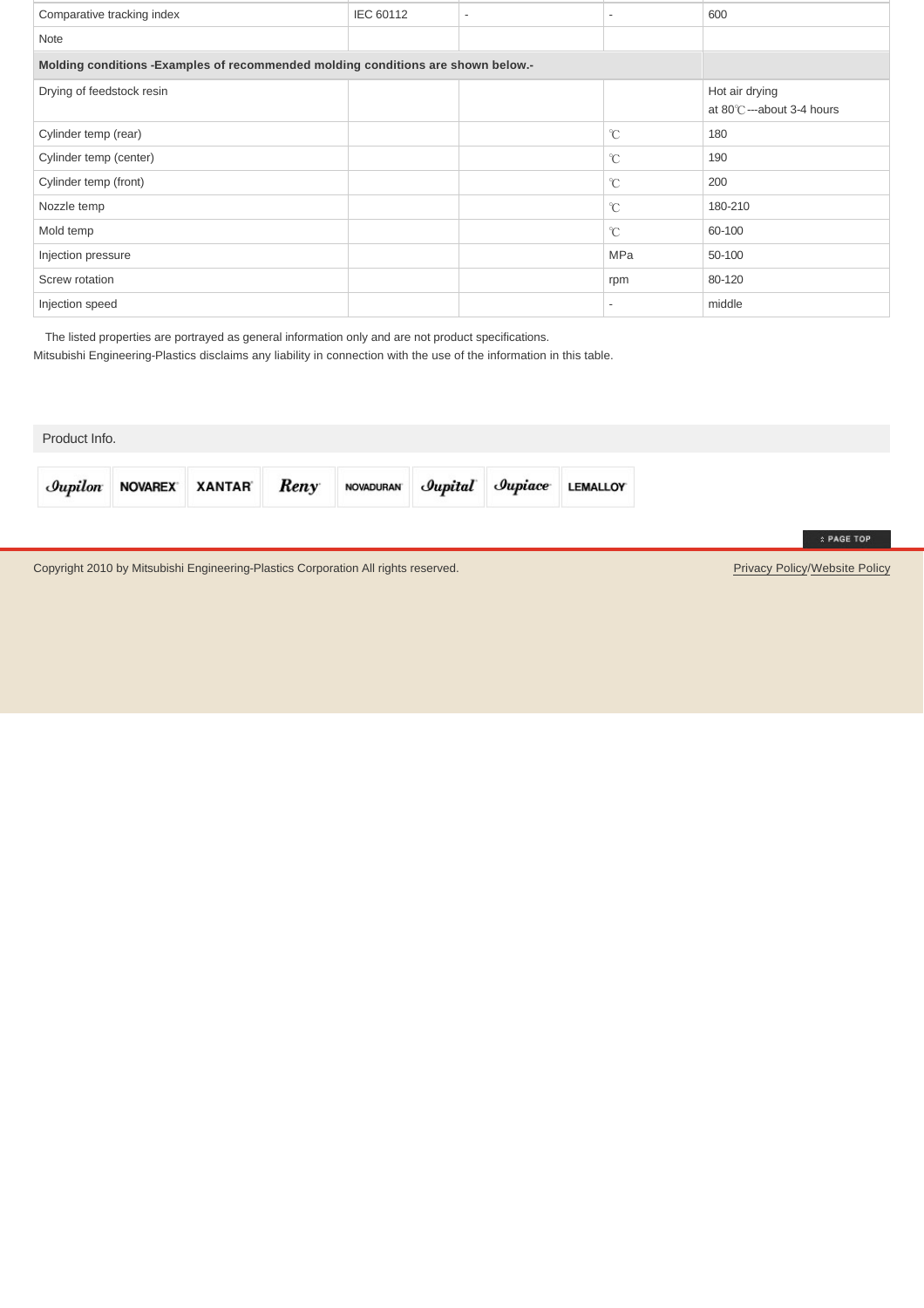| | | | | |
|---|---|---|---|---|
| Comparative tracking index | IEC 60112 | - | - | 600 |
| Note | | | | |
| **Molding conditions -Examples of recommended molding conditions are shown below.-** | | | | |
| Drying of feedstock resin | | | | Hot air drying<br>at 80℃---about 3-4 hours |
| Cylinder temp (rear) | | | ℃ | 180 |
| Cylinder temp (center) | | | ℃ | 190 |
| Cylinder temp (front) | | | ℃ | 200 |
| Nozzle temp | | | ℃ | 180-210 |
| Mold temp | | | ℃ | 60-100 |
| Injection pressure | | | MPa | 50-100 |
| Screw rotation | | | rpm | 80-120 |
| Injection speed | | | - | middle |

The listed properties are portrayed as general information only and are not product specifications.
Mitsubishi Engineering-Plastics disclaims any liability in connection with the use of the information in this table.

Product Info.

Iupilon NOVAREX XANTAR Reny NOVADURAN Iupital Iupiace LEMALLOY

PAGE TOP

Copyright 2010 by Mitsubishi Engineering-Plastics Corporation All rights reserved.

Privacy Policy/Website Policy